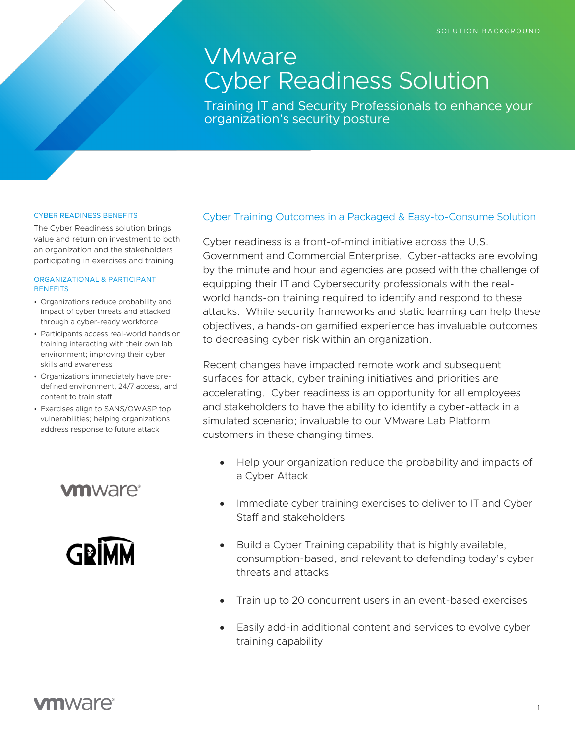SOLUTION BACKGROUND

# VMware Cyber Readiness Solution

Training IT and Security Professionals to enhance your organization's security posture

## Cyber Training Outcomes in a Packaged & Easy-to-Consume Solution

Cyber readiness is a front-of-mind initiative across the U.S. Government and Commercial Enterprise. Cyber-attacks are evolving by the minute and hour and agencies are posed with the challenge of equipping their IT and Cybersecurity professionals with the real-world hands-on training required to identify and respond to these attacks. While security frameworks and static learning can help these objectives, a hands-on gamified experience has invaluable outcomes to decreasing cyber risk within an organization.

Recent changes have impacted remote work and subsequent surfaces for attack, cyber training initiatives and priorities are accelerating. Cyber readiness is an opportunity for all employees and stakeholders to have the ability to identify a cyber-attack in a simulated scenario; invaluable to our VMware Lab Platform customers in these changing times.

- Help your organization reduce the probability and impacts of a Cyber Attack
- Immediate cyber training exercises to deliver to IT and Cyber Staff and stakeholders
- Build a Cyber Training capability that is highly available, consumption-based, and relevant to defending today's cyber threats and attacks
- Train up to 20 concurrent users in an event-based exercises
- Easily add-in additional content and services to evolve cyber training capability

### CYBER READINESS BENEFITS

The Cyber Readiness solution brings value and return on investment to both an organization and the stakeholders participating in exercises and training.

### ORGANIZATIONAL & PARTICIPANT BENEFITS

- Organizations reduce probability and impact of cyber threats and attacked through a cyber-ready workforce
- Participants access real-world hands on training interacting with their own lab environment; improving their cyber skills and awareness
- Organizations immediately have pre-defined environment, 24/7 access, and content to train staff
- Exercises align to SANS/OWASP top vulnerabilities; helping organizations address response to future attack

vmware

GRIMM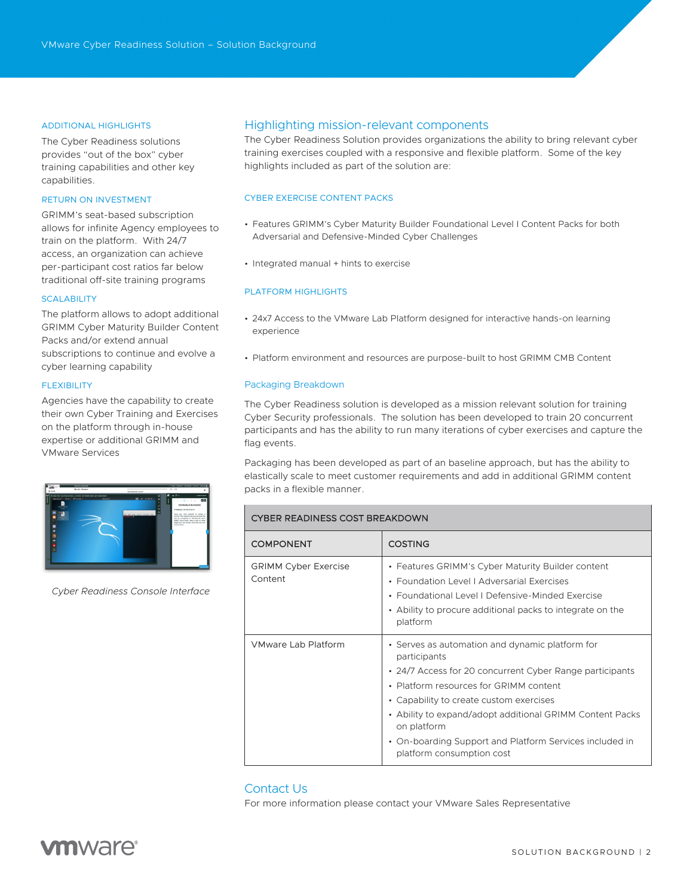## ADDITIONAL HIGHLIGHTS

The Cyber Readiness solutions provides "out of the box" cyber training capabilities and other key capabilities.

### RETURN ON INVESTMENT

GRIMM's seat-based subscription allows for infinite Agency employees to train on the platform. With 24/7 access, an organization can achieve per-participant cost ratios far below traditional off-site training programs

### SCALABILITY

The platform allows to adopt additional GRIMM Cyber Maturity Builder Content Packs and/or extend annual subscriptions to continue and evolve a cyber learning capability

### FLEXIBILITY

Agencies have the capability to create their own Cyber Training and Exercises on the platform through in-house expertise or additional GRIMM and VMware Services

*Cyber Readiness Console Interface*

## Highlighting mission-relevant components

The Cyber Readiness Solution provides organizations the ability to bring relevant cyber training exercises coupled with a responsive and flexible platform. Some of the key highlights included as part of the solution are:

### CYBER EXERCISE CONTENT PACKS

- Features GRIMM's Cyber Maturity Builder Foundational Level I Content Packs for both Adversarial and Defensive-Minded Cyber Challenges
- Integrated manual + hints to exercise

### PLATFORM HIGHLIGHTS

- 24x7 Access to the VMware Lab Platform designed for interactive hands-on learning experience
- Platform environment and resources are purpose-built to host GRIMM CMB Content

## Packaging Breakdown

The Cyber Readiness solution is developed as a mission relevant solution for training Cyber Security professionals. The solution has been developed to train 20 concurrent participants and has the ability to run many iterations of cyber exercises and capture the flag events.

Packaging has been developed as part of an baseline approach, but has the ability to elastically scale to meet customer requirements and add in additional GRIMM content packs in a flexible manner.

| CYBER READINESS COST BREAKDOWN | |
|---|---|
| COMPONENT | COSTING |
| GRIMM Cyber Exercise Content | • Features GRIMM's Cyber Maturity Builder content<br>• Foundation Level I Adversarial Exercises<br>• Foundational Level I Defensive-Minded Exercise<br>• Ability to procure additional packs to integrate on the platform |
| VMware Lab Platform | • Serves as automation and dynamic platform for participants<br>• 24/7 Access for 20 concurrent Cyber Range participants<br>• Platform resources for GRIMM content<br>• Capability to create custom exercises<br>• Ability to expand/adopt additional GRIMM Content Packs on platform<br>• On-boarding Support and Platform Services included in platform consumption cost |

## Contact Us

For more information please contact your VMware Sales Representative